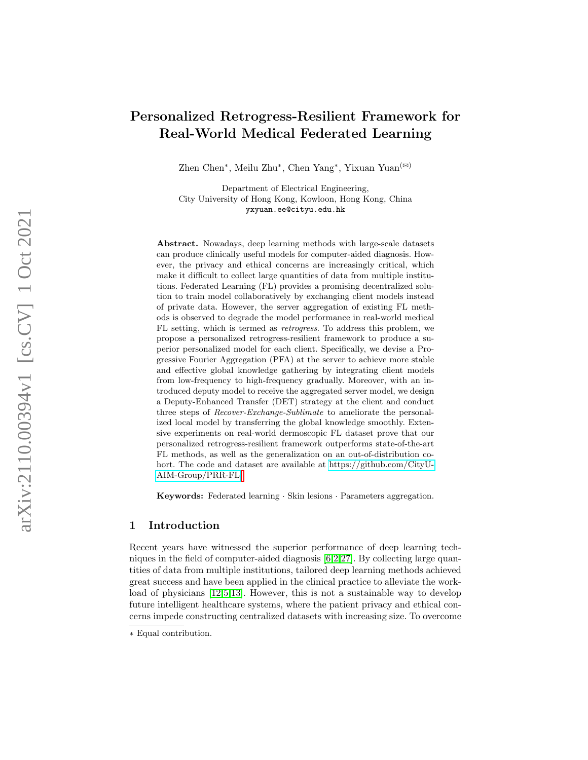# Personalized Retrogress-Resilient Framework for Real-World Medical Federated Learning

Zhen Chen*, Meilu Zhu*, Chen Yang*, Yixuan Yuan(✉)

Department of Electrical Engineering,
City University of Hong Kong, Kowloon, Hong Kong, China
yxyuan.ee@cityu.edu.hk

**Abstract.** Nowadays, deep learning methods with large-scale datasets can produce clinically useful models for computer-aided diagnosis. However, the privacy and ethical concerns are increasingly critical, which make it difficult to collect large quantities of data from multiple institutions. Federated Learning (FL) provides a promising decentralized solution to train model collaboratively by exchanging client models instead of private data. However, the server aggregation of existing FL methods is observed to degrade the model performance in real-world medical FL setting, which is termed as *retrogress*. To address this problem, we propose a personalized retrogress-resilient framework to produce a superior personalized model for each client. Specifically, we devise a Progressive Fourier Aggregation (PFA) at the server to achieve more stable and effective global knowledge gathering by integrating client models from low-frequency to high-frequency gradually. Moreover, with an introduced deputy model to receive the aggregated server model, we design a Deputy-Enhanced Transfer (DET) strategy at the client and conduct three steps of *Recover-Exchange-Sublimate* to ameliorate the personalized local model by transferring the global knowledge smoothly. Extensive experiments on real-world dermoscopic FL dataset prove that our personalized retrogress-resilient framework outperforms state-of-the-art FL methods, as well as the generalization on an out-of-distribution cohort. The code and dataset are available at https://github.com/CityU-AIM-Group/PRR-FL.

**Keywords:** Federated learning · Skin lesions · Parameters aggregation.

## 1 Introduction

Recent years have witnessed the superior performance of deep learning techniques in the field of computer-aided diagnosis [6,2,27]. By collecting large quantities of data from multiple institutions, tailored deep learning methods achieved great success and have been applied in the clinical practice to alleviate the workload of physicians [12,5,13]. However, this is not a sustainable way to develop future intelligent healthcare systems, where the patient privacy and ethical concerns impede constructing centralized datasets with increasing size. To overcome

* Equal contribution.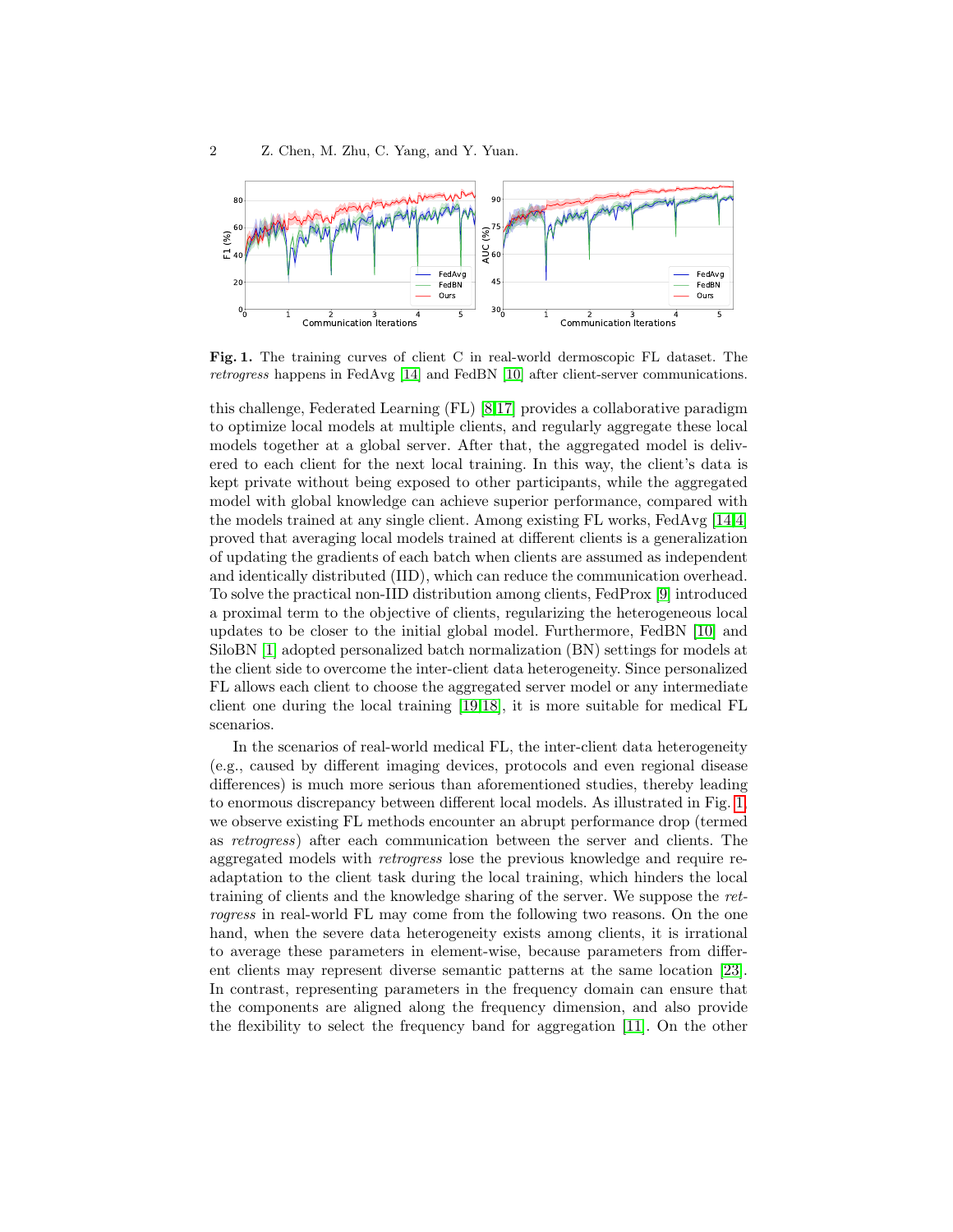**Fig. 1.** The training curves of client C in real-world dermoscopic FL dataset. The *retrogress* happens in FedAvg [14] and FedBN [10] after client-server communications.

this challenge, Federated Learning (FL) [8,17] provides a collaborative paradigm to optimize local models at multiple clients, and regularly aggregate these local models together at a global server. After that, the aggregated model is delivered to each client for the next local training. In this way, the client's data is kept private without being exposed to other participants, while the aggregated model with global knowledge can achieve superior performance, compared with the models trained at any single client. Among existing FL works, FedAvg [14,4] proved that averaging local models trained at different clients is a generalization of updating the gradients of each batch when clients are assumed as independent and identically distributed (IID), which can reduce the communication overhead. To solve the practical non-IID distribution among clients, FedProx [9] introduced a proximal term to the objective of clients, regularizing the heterogeneous local updates to be closer to the initial global model. Furthermore, FedBN [10] and SiloBN [1] adopted personalized batch normalization (BN) settings for models at the client side to overcome the inter-client data heterogeneity. Since personalized FL allows each client to choose the aggregated server model or any intermediate client one during the local training [19,18], it is more suitable for medical FL scenarios.

In the scenarios of real-world medical FL, the inter-client data heterogeneity (e.g., caused by different imaging devices, protocols and even regional disease differences) is much more serious than aforementioned studies, thereby leading to enormous discrepancy between different local models. As illustrated in Fig. 1, we observe existing FL methods encounter an abrupt performance drop (termed as *retrogress*) after each communication between the server and clients. The aggregated models with *retrogress* lose the previous knowledge and require re-adaptation to the client task during the local training, which hinders the local training of clients and the knowledge sharing of the server. We suppose the *retrogress* in real-world FL may come from the following two reasons. On the one hand, when the severe data heterogeneity exists among clients, it is irrational to average these parameters in element-wise, because parameters from different clients may represent diverse semantic patterns at the same location [23]. In contrast, representing parameters in the frequency domain can ensure that the components are aligned along the frequency dimension, and also provide the flexibility to select the frequency band for aggregation [11]. On the other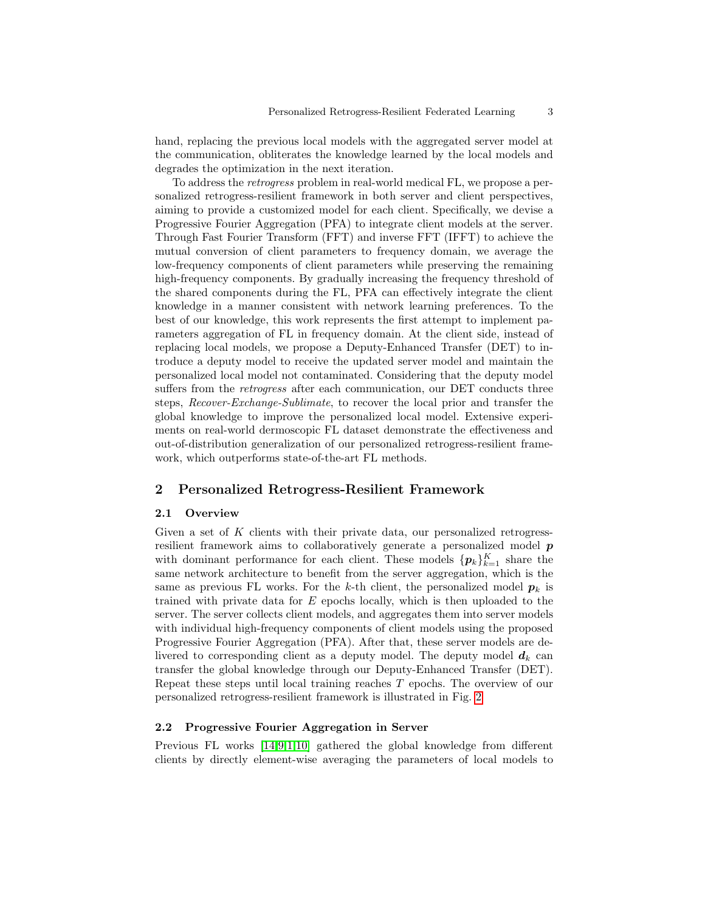hand, replacing the previous local models with the aggregated server model at the communication, obliterates the knowledge learned by the local models and degrades the optimization in the next iteration.

To address the *retrogress* problem in real-world medical FL, we propose a personalized retrogress-resilient framework in both server and client perspectives, aiming to provide a customized model for each client. Specifically, we devise a Progressive Fourier Aggregation (PFA) to integrate client models at the server. Through Fast Fourier Transform (FFT) and inverse FFT (IFFT) to achieve the mutual conversion of client parameters to frequency domain, we average the low-frequency components of client parameters while preserving the remaining high-frequency components. By gradually increasing the frequency threshold of the shared components during the FL, PFA can effectively integrate the client knowledge in a manner consistent with network learning preferences. To the best of our knowledge, this work represents the first attempt to implement parameters aggregation of FL in frequency domain. At the client side, instead of replacing local models, we propose a Deputy-Enhanced Transfer (DET) to introduce a deputy model to receive the updated server model and maintain the personalized local model not contaminated. Considering that the deputy model suffers from the *retrogress* after each communication, our DET conducts three steps, *Recover-Exchange-Sublimate*, to recover the local prior and transfer the global knowledge to improve the personalized local model. Extensive experiments on real-world dermoscopic FL dataset demonstrate the effectiveness and out-of-distribution generalization of our personalized retrogress-resilient framework, which outperforms state-of-the-art FL methods.

## 2 Personalized Retrogress-Resilient Framework

### 2.1 Overview

Given a set of $K$ clients with their private data, our personalized retrogress-resilient framework aims to collaboratively generate a personalized model $\boldsymbol{p}$ with dominant performance for each client. These models $\{\boldsymbol{p}_k\}_{k=1}^{K}$ share the same network architecture to benefit from the server aggregation, which is the same as previous FL works. For the $k$-th client, the personalized model $\boldsymbol{p}_k$ is trained with private data for $E$ epochs locally, which is then uploaded to the server. The server collects client models, and aggregates them into server models with individual high-frequency components of client models using the proposed Progressive Fourier Aggregation (PFA). After that, these server models are delivered to corresponding client as a deputy model. The deputy model $\boldsymbol{d}_k$ can transfer the global knowledge through our Deputy-Enhanced Transfer (DET). Repeat these steps until local training reaches $T$ epochs. The overview of our personalized retrogress-resilient framework is illustrated in Fig. 2.

### 2.2 Progressive Fourier Aggregation in Server

Previous FL works [14,9,1,10] gathered the global knowledge from different clients by directly element-wise averaging the parameters of local models to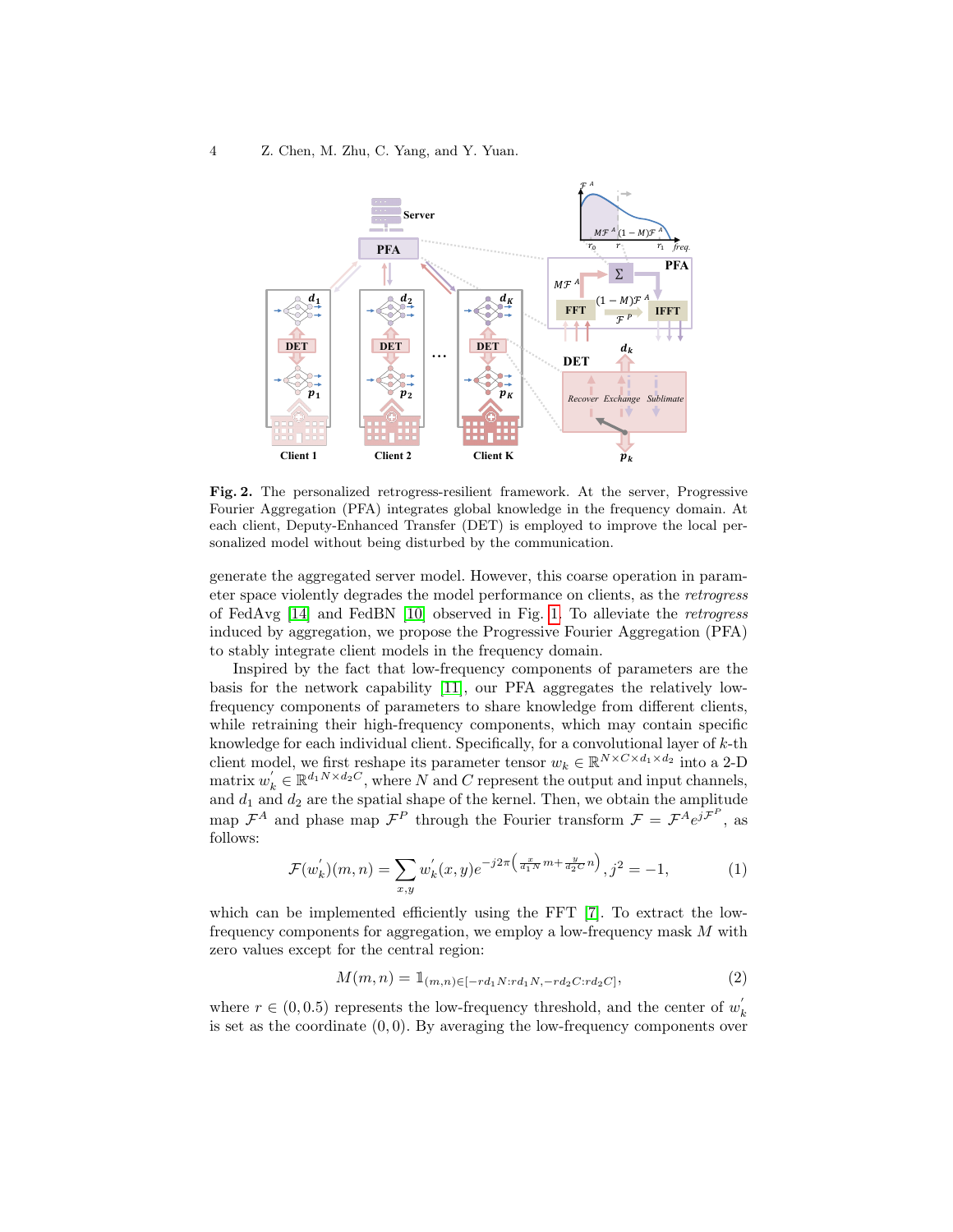**Fig. 2.** The personalized retrogress-resilient framework. At the server, Progressive Fourier Aggregation (PFA) integrates global knowledge in the frequency domain. At each client, Deputy-Enhanced Transfer (DET) is employed to improve the local personalized model without being disturbed by the communication.

generate the aggregated server model. However, this coarse operation in parameter space violently degrades the model performance on clients, as the *retrogress* of FedAvg [14] and FedBN [10] observed in Fig. 1. To alleviate the *retrogress* induced by aggregation, we propose the Progressive Fourier Aggregation (PFA) to stably integrate client models in the frequency domain.

Inspired by the fact that low-frequency components of parameters are the basis for the network capability [11], our PFA aggregates the relatively low-frequency components of parameters to share knowledge from different clients, while retraining their high-frequency components, which may contain specific knowledge for each individual client. Specifically, for a convolutional layer of $k$-th client model, we first reshape its parameter tensor $w_k \in \mathbb{R}^{N \times C \times d_1 \times d_2}$ into a 2-D matrix $w_k^{'} \in \mathbb{R}^{d_1 N \times d_2 C}$, where $N$ and $C$ represent the output and input channels, and $d_1$ and $d_2$ are the spatial shape of the kernel. Then, we obtain the amplitude map $\mathcal{F}^A$ and phase map $\mathcal{F}^P$ through the Fourier transform $\mathcal{F} = \mathcal{F}^A e^{j\mathcal{F}^P}$, as follows:

$$\mathcal{F}(w_k^{'})(m,n) = \sum_{x,y} w_k^{'}(x,y) e^{-j2\pi\left(\frac{x}{d_1 N}m + \frac{y}{d_2 C}n\right)}, j^2 = -1, \tag{1}$$

which can be implemented efficiently using the FFT [7]. To extract the low-frequency components for aggregation, we employ a low-frequency mask $M$ with zero values except for the central region:

$$M(m,n) = \mathbb{1}_{(m,n)\in[-rd_1 N : rd_1 N, -rd_2 C : rd_2 C]}, \tag{2}$$

where $r \in (0, 0.5)$ represents the low-frequency threshold, and the center of $w_k^{'}$ is set as the coordinate $(0, 0)$. By averaging the low-frequency components over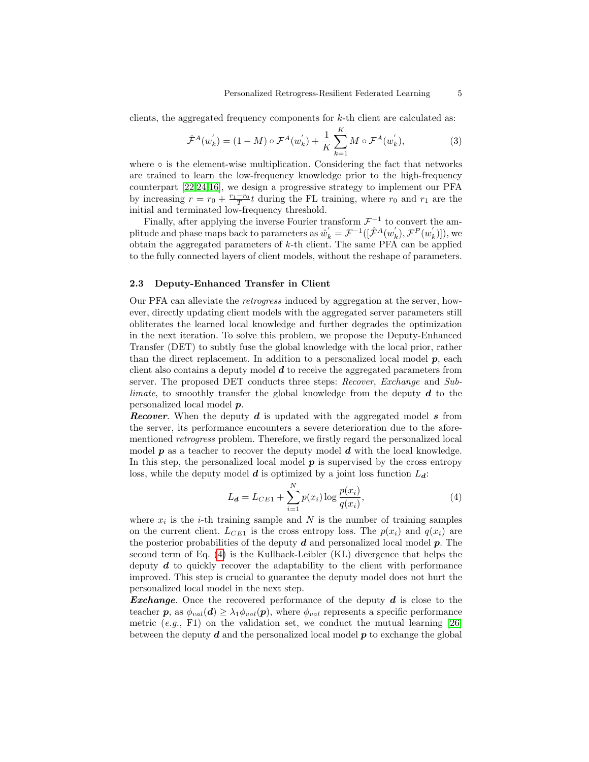clients, the aggregated frequency components for $k$-th client are calculated as:

$$\hat{\mathcal{F}}^A(w_k^{'}) = (1 - M) \circ \mathcal{F}^A(w_k^{'}) + \frac{1}{K}\sum_{k=1}^{K} M \circ \mathcal{F}^A(w_k^{'}), \tag{3}$$

where $\circ$ is the element-wise multiplication. Considering the fact that networks are trained to learn the low-frequency knowledge prior to the high-frequency counterpart [22,24,16], we design a progressive strategy to implement our PFA by increasing $r = r_0 + \frac{r_1 - r_0}{T}t$ during the FL training, where $r_0$ and $r_1$ are the initial and terminated low-frequency threshold.

Finally, after applying the inverse Fourier transform $\mathcal{F}^{-1}$ to convert the amplitude and phase maps back to parameters as $\hat{w}_k^{'} = \mathcal{F}^{-1}([\hat{\mathcal{F}}^A(w_k^{'}), \mathcal{F}^P(w_k^{'})])$, we obtain the aggregated parameters of $k$-th client. The same PFA can be applied to the fully connected layers of client models, without the reshape of parameters.

### 2.3 Deputy-Enhanced Transfer in Client

Our PFA can alleviate the *retrogress* induced by aggregation at the server, however, directly updating client models with the aggregated server parameters still obliterates the learned local knowledge and further degrades the optimization in the next iteration. To solve this problem, we propose the Deputy-Enhanced Transfer (DET) to subtly fuse the global knowledge with the local prior, rather than the direct replacement. In addition to a personalized local model $\boldsymbol{p}$, each client also contains a deputy model $\boldsymbol{d}$ to receive the aggregated parameters from server. The proposed DET conducts three steps: *Recover*, *Exchange* and *Sublimate*, to smoothly transfer the global knowledge from the deputy $\boldsymbol{d}$ to the personalized local model $\boldsymbol{p}$.

***Recover***. When the deputy $\boldsymbol{d}$ is updated with the aggregated model $\boldsymbol{s}$ from the server, its performance encounters a severe deterioration due to the aforementioned *retrogress* problem. Therefore, we firstly regard the personalized local model $\boldsymbol{p}$ as a teacher to recover the deputy model $\boldsymbol{d}$ with the local knowledge. In this step, the personalized local model $\boldsymbol{p}$ is supervised by the cross entropy loss, while the deputy model $\boldsymbol{d}$ is optimized by a joint loss function $L_{\boldsymbol{d}}$:

$$L_{\boldsymbol{d}} = L_{CE1} + \sum_{i=1}^{N} p(x_i) \log \frac{p(x_i)}{q(x_i)}, \tag{4}$$

where $x_i$ is the $i$-th training sample and $N$ is the number of training samples on the current client. $L_{CE1}$ is the cross entropy loss. The $p(x_i)$ and $q(x_i)$ are the posterior probabilities of the deputy $\boldsymbol{d}$ and personalized local model $\boldsymbol{p}$. The second term of Eq. (4) is the Kullback-Leibler (KL) divergence that helps the deputy $\boldsymbol{d}$ to quickly recover the adaptability to the client with performance improved. This step is crucial to guarantee the deputy model does not hurt the personalized local model in the next step.

***Exchange***. Once the recovered performance of the deputy $\boldsymbol{d}$ is close to the teacher $\boldsymbol{p}$, as $\phi_{val}(\boldsymbol{d}) \geq \lambda_1 \phi_{val}(\boldsymbol{p})$, where $\phi_{val}$ represents a specific performance metric (*e.g.*, F1) on the validation set, we conduct the mutual learning [26] between the deputy $\boldsymbol{d}$ and the personalized local model $\boldsymbol{p}$ to exchange the global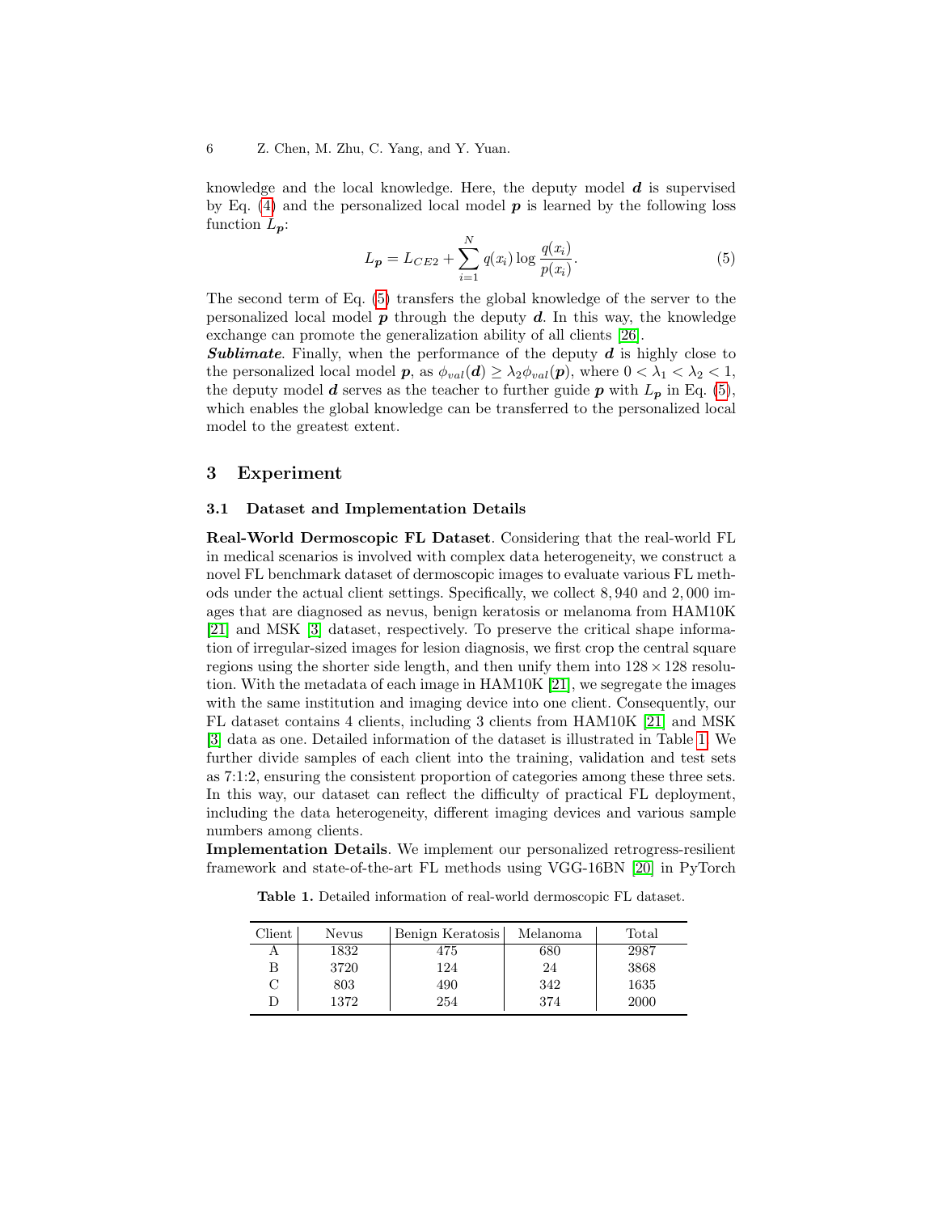knowledge and the local knowledge. Here, the deputy model $\boldsymbol{d}$ is supervised by Eq. (4) and the personalized local model $\boldsymbol{p}$ is learned by the following loss function $L_{\boldsymbol{p}}$:

$$L_{\boldsymbol{p}} = L_{CE2} + \sum_{i=1}^{N} q(x_i) \log \frac{q(x_i)}{p(x_i)}. \tag{5}$$

The second term of Eq. (5) transfers the global knowledge of the server to the personalized local model $\boldsymbol{p}$ through the deputy $\boldsymbol{d}$. In this way, the knowledge exchange can promote the generalization ability of all clients [26].

***Sublimate***. Finally, when the performance of the deputy $\boldsymbol{d}$ is highly close to the personalized local model $\boldsymbol{p}$, as $\phi_{val}(\boldsymbol{d}) \geq \lambda_2 \phi_{val}(\boldsymbol{p})$, where $0 < \lambda_1 < \lambda_2 < 1$, the deputy model $\boldsymbol{d}$ serves as the teacher to further guide $\boldsymbol{p}$ with $L_{\boldsymbol{p}}$ in Eq. (5), which enables the global knowledge can be transferred to the personalized local model to the greatest extent.

## 3 Experiment

### 3.1 Dataset and Implementation Details

**Real-World Dermoscopic FL Dataset**. Considering that the real-world FL in medical scenarios is involved with complex data heterogeneity, we construct a novel FL benchmark dataset of dermoscopic images to evaluate various FL methods under the actual client settings. Specifically, we collect 8,940 and 2,000 images that are diagnosed as nevus, benign keratosis or melanoma from HAM10K [21] and MSK [3] dataset, respectively. To preserve the critical shape information of irregular-sized images for lesion diagnosis, we first crop the central square regions using the shorter side length, and then unify them into $128 \times 128$ resolution. With the metadata of each image in HAM10K [21], we segregate the images with the same institution and imaging device into one client. Consequently, our FL dataset contains 4 clients, including 3 clients from HAM10K [21] and MSK [3] data as one. Detailed information of the dataset is illustrated in Table 1. We further divide samples of each client into the training, validation and test sets as 7:1:2, ensuring the consistent proportion of categories among these three sets. In this way, our dataset can reflect the difficulty of practical FL deployment, including the data heterogeneity, different imaging devices and various sample numbers among clients.

**Implementation Details**. We implement our personalized retrogress-resilient framework and state-of-the-art FL methods using VGG-16BN [20] in PyTorch

**Table 1.** Detailed information of real-world dermoscopic FL dataset.

| Client | Nevus | Benign Keratosis | Melanoma | Total |
|---|---|---|---|---|
| A | 1832 | 475 | 680 | 2987 |
| B | 3720 | 124 | 24 | 3868 |
| C | 803 | 490 | 342 | 1635 |
| D | 1372 | 254 | 374 | 2000 |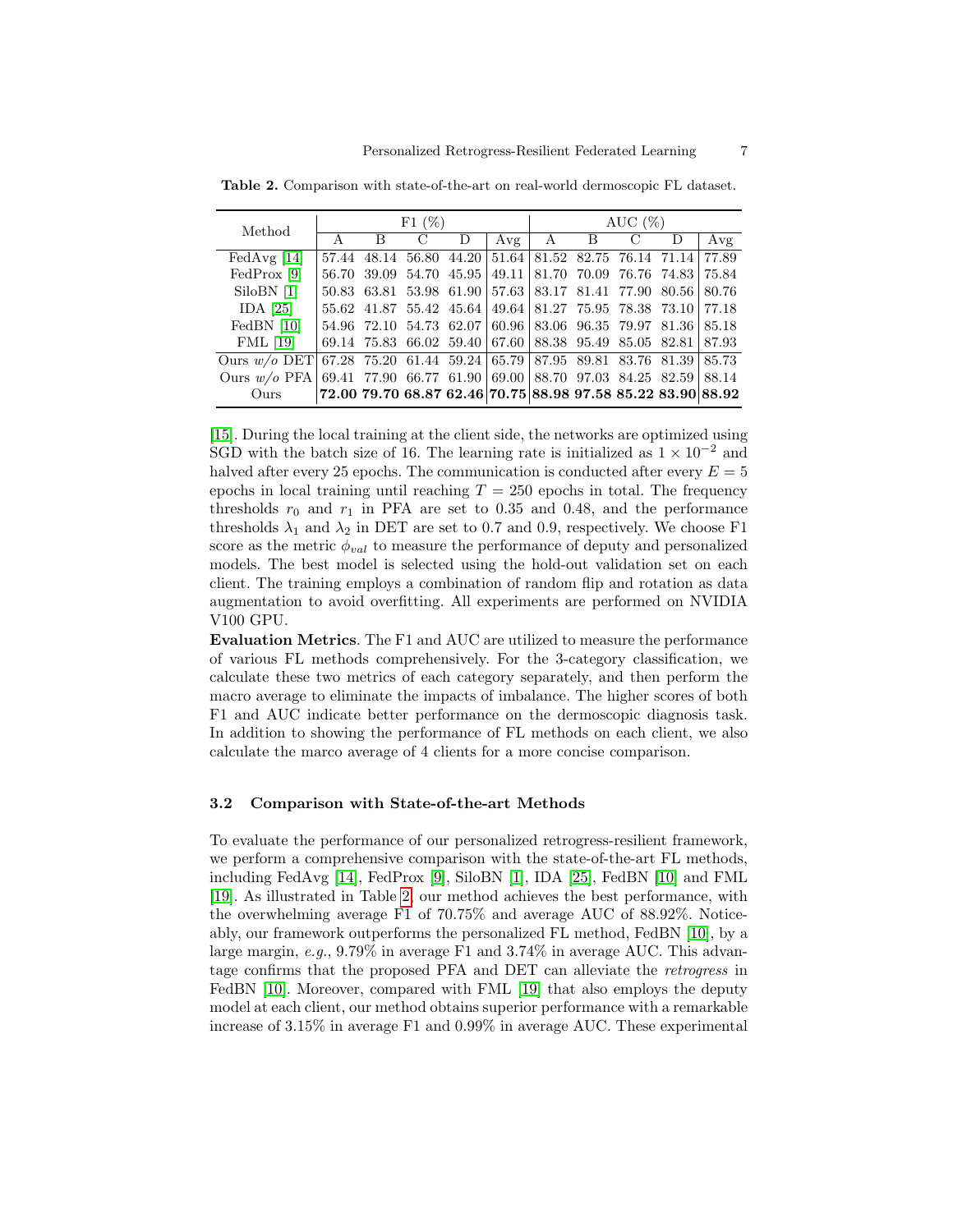**Table 2.** Comparison with state-of-the-art on real-world dermoscopic FL dataset.

| Method | F1 (%) | | | | | AUC (%) | | | | |
|---|---|---|---|---|---|---|---|---|---|---|
| | A | B | C | D | Avg | A | B | C | D | Avg |
| FedAvg [14] | 57.44 | 48.14 | 56.80 | 44.20 | 51.64 | 81.52 | 82.75 | 76.14 | 71.14 | 77.89 |
| FedProx [9] | 56.70 | 39.09 | 54.70 | 45.95 | 49.11 | 81.70 | 70.09 | 76.76 | 74.83 | 75.84 |
| SiloBN [1] | 50.83 | 63.81 | 53.98 | 61.90 | 57.63 | 83.17 | 81.41 | 77.90 | 80.56 | 80.76 |
| IDA [25] | 55.62 | 41.87 | 55.42 | 45.64 | 49.64 | 81.27 | 75.95 | 78.38 | 73.10 | 77.18 |
| FedBN [10] | 54.96 | 72.10 | 54.73 | 62.07 | 60.96 | 83.06 | 96.35 | 79.97 | 81.36 | 85.18 |
| FML [19] | 69.14 | 75.83 | 66.02 | 59.40 | 67.60 | 88.38 | 95.49 | 85.05 | 82.81 | 87.93 |
| Ours *w/o* DET | 67.28 | 75.20 | 61.44 | 59.24 | 65.79 | 87.95 | 89.81 | 83.76 | 81.39 | 85.73 |
| Ours *w/o* PFA | 69.41 | 77.90 | 66.77 | 61.90 | 69.00 | 88.70 | 97.03 | 84.25 | 82.59 | 88.14 |
| Ours | **72.00** | **79.70** | **68.87** | **62.46** | **70.75** | **88.98** | **97.58** | **85.22** | **83.90** | **88.92** |

[15]. During the local training at the client side, the networks are optimized using SGD with the batch size of 16. The learning rate is initialized as $1 \times 10^{-2}$ and halved after every 25 epochs. The communication is conducted after every $E = 5$ epochs in local training until reaching $T = 250$ epochs in total. The frequency thresholds $r_0$ and $r_1$ in PFA are set to 0.35 and 0.48, and the performance thresholds $\lambda_1$ and $\lambda_2$ in DET are set to 0.7 and 0.9, respectively. We choose F1 score as the metric $\phi_{val}$ to measure the performance of deputy and personalized models. The best model is selected using the hold-out validation set on each client. The training employs a combination of random flip and rotation as data augmentation to avoid overfitting. All experiments are performed on NVIDIA V100 GPU.

**Evaluation Metrics**. The F1 and AUC are utilized to measure the performance of various FL methods comprehensively. For the 3-category classification, we calculate these two metrics of each category separately, and then perform the macro average to eliminate the impacts of imbalance. The higher scores of both F1 and AUC indicate better performance on the dermoscopic diagnosis task. In addition to showing the performance of FL methods on each client, we also calculate the marco average of 4 clients for a more concise comparison.

### 3.2 Comparison with State-of-the-art Methods

To evaluate the performance of our personalized retrogress-resilient framework, we perform a comprehensive comparison with the state-of-the-art FL methods, including FedAvg [14], FedProx [9], SiloBN [1], IDA [25], FedBN [10] and FML [19]. As illustrated in Table 2, our method achieves the best performance, with the overwhelming average F1 of 70.75% and average AUC of 88.92%. Noticeably, our framework outperforms the personalized FL method, FedBN [10], by a large margin, *e.g.*, 9.79% in average F1 and 3.74% in average AUC. This advantage confirms that the proposed PFA and DET can alleviate the *retrogress* in FedBN [10]. Moreover, compared with FML [19] that also employs the deputy model at each client, our method obtains superior performance with a remarkable increase of 3.15% in average F1 and 0.99% in average AUC. These experimental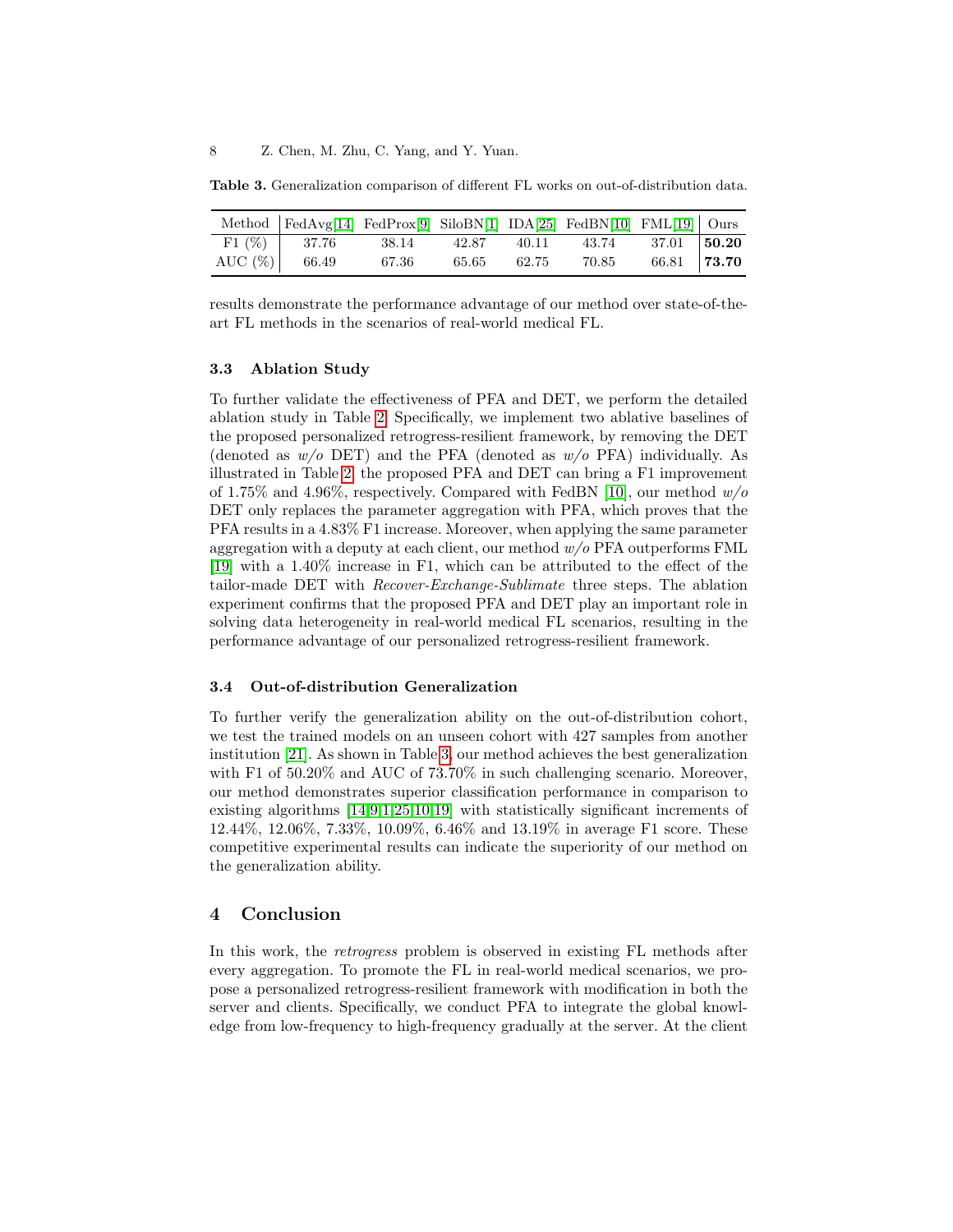**Table 3.** Generalization comparison of different FL works on out-of-distribution data.

| Method | FedAvg[14] | FedProx[9] | SiloBN[1] | IDA[25] | FedBN[10] | FML[19] | Ours |
|---|---|---|---|---|---|---|---|
| F1 (%) | 37.76 | 38.14 | 42.87 | 40.11 | 43.74 | 37.01 | **50.20** |
| AUC (%) | 66.49 | 67.36 | 65.65 | 62.75 | 70.85 | 66.81 | **73.70** |

results demonstrate the performance advantage of our method over state-of-the-art FL methods in the scenarios of real-world medical FL.

### 3.3 Ablation Study

To further validate the effectiveness of PFA and DET, we perform the detailed ablation study in Table 2. Specifically, we implement two ablative baselines of the proposed personalized retrogress-resilient framework, by removing the DET (denoted as *w/o* DET) and the PFA (denoted as *w/o* PFA) individually. As illustrated in Table 2, the proposed PFA and DET can bring a F1 improvement of 1.75% and 4.96%, respectively. Compared with FedBN [10], our method *w/o* DET only replaces the parameter aggregation with PFA, which proves that the PFA results in a 4.83% F1 increase. Moreover, when applying the same parameter aggregation with a deputy at each client, our method *w/o* PFA outperforms FML [19] with a 1.40% increase in F1, which can be attributed to the effect of the tailor-made DET with *Recover-Exchange-Sublimate* three steps. The ablation experiment confirms that the proposed PFA and DET play an important role in solving data heterogeneity in real-world medical FL scenarios, resulting in the performance advantage of our personalized retrogress-resilient framework.

### 3.4 Out-of-distribution Generalization

To further verify the generalization ability on the out-of-distribution cohort, we test the trained models on an unseen cohort with 427 samples from another institution [21]. As shown in Table 3, our method achieves the best generalization with F1 of 50.20% and AUC of 73.70% in such challenging scenario. Moreover, our method demonstrates superior classification performance in comparison to existing algorithms [14,9,1,25,10,19] with statistically significant increments of 12.44%, 12.06%, 7.33%, 10.09%, 6.46% and 13.19% in average F1 score. These competitive experimental results can indicate the superiority of our method on the generalization ability.

## 4 Conclusion

In this work, the *retrogress* problem is observed in existing FL methods after every aggregation. To promote the FL in real-world medical scenarios, we propose a personalized retrogress-resilient framework with modification in both the server and clients. Specifically, we conduct PFA to integrate the global knowledge from low-frequency to high-frequency gradually at the server. At the client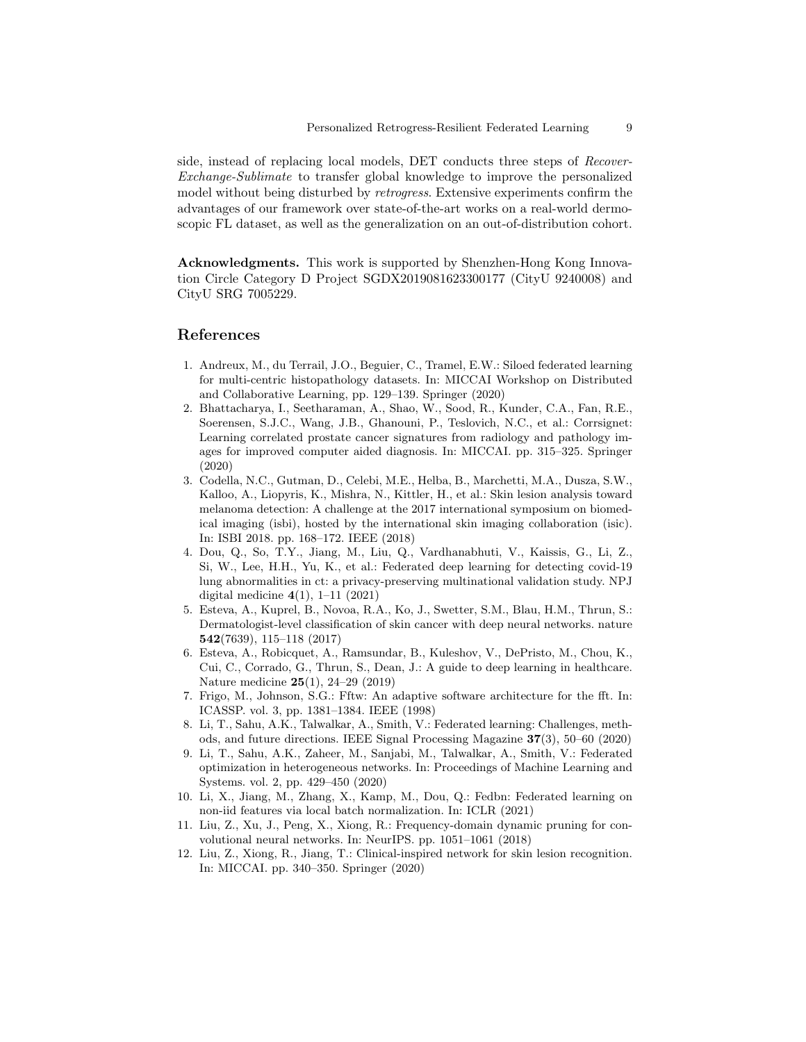side, instead of replacing local models, DET conducts three steps of *Recover-Exchange-Sublimate* to transfer global knowledge to improve the personalized model without being disturbed by *retrogress*. Extensive experiments confirm the advantages of our framework over state-of-the-art works on a real-world dermoscopic FL dataset, as well as the generalization on an out-of-distribution cohort.

**Acknowledgments.** This work is supported by Shenzhen-Hong Kong Innovation Circle Category D Project SGDX2019081623300177 (CityU 9240008) and CityU SRG 7005229.

## References

1. Andreux, M., du Terrail, J.O., Beguier, C., Tramel, E.W.: Siloed federated learning for multi-centric histopathology datasets. In: MICCAI Workshop on Distributed and Collaborative Learning, pp. 129–139. Springer (2020)
2. Bhattacharya, I., Seetharaman, A., Shao, W., Sood, R., Kunder, C.A., Fan, R.E., Soerensen, S.J.C., Wang, J.B., Ghanouni, P., Teslovich, N.C., et al.: Corrsignet: Learning correlated prostate cancer signatures from radiology and pathology images for improved computer aided diagnosis. In: MICCAI. pp. 315–325. Springer (2020)
3. Codella, N.C., Gutman, D., Celebi, M.E., Helba, B., Marchetti, M.A., Dusza, S.W., Kalloo, A., Liopyris, K., Mishra, N., Kittler, H., et al.: Skin lesion analysis toward melanoma detection: A challenge at the 2017 international symposium on biomedical imaging (isbi), hosted by the international skin imaging collaboration (isic). In: ISBI 2018. pp. 168–172. IEEE (2018)
4. Dou, Q., So, T.Y., Jiang, M., Liu, Q., Vardhanabhuti, V., Kaissis, G., Li, Z., Si, W., Lee, H.H., Yu, K., et al.: Federated deep learning for detecting covid-19 lung abnormalities in ct: a privacy-preserving multinational validation study. NPJ digital medicine **4**(1), 1–11 (2021)
5. Esteva, A., Kuprel, B., Novoa, R.A., Ko, J., Swetter, S.M., Blau, H.M., Thrun, S.: Dermatologist-level classification of skin cancer with deep neural networks. nature **542**(7639), 115–118 (2017)
6. Esteva, A., Robicquet, A., Ramsundar, B., Kuleshov, V., DePristo, M., Chou, K., Cui, C., Corrado, G., Thrun, S., Dean, J.: A guide to deep learning in healthcare. Nature medicine **25**(1), 24–29 (2019)
7. Frigo, M., Johnson, S.G.: Fftw: An adaptive software architecture for the fft. In: ICASSP. vol. 3, pp. 1381–1384. IEEE (1998)
8. Li, T., Sahu, A.K., Talwalkar, A., Smith, V.: Federated learning: Challenges, methods, and future directions. IEEE Signal Processing Magazine **37**(3), 50–60 (2020)
9. Li, T., Sahu, A.K., Zaheer, M., Sanjabi, M., Talwalkar, A., Smith, V.: Federated optimization in heterogeneous networks. In: Proceedings of Machine Learning and Systems. vol. 2, pp. 429–450 (2020)
10. Li, X., Jiang, M., Zhang, X., Kamp, M., Dou, Q.: Fedbn: Federated learning on non-iid features via local batch normalization. In: ICLR (2021)
11. Liu, Z., Xu, J., Peng, X., Xiong, R.: Frequency-domain dynamic pruning for convolutional neural networks. In: NeurIPS. pp. 1051–1061 (2018)
12. Liu, Z., Xiong, R., Jiang, T.: Clinical-inspired network for skin lesion recognition. In: MICCAI. pp. 340–350. Springer (2020)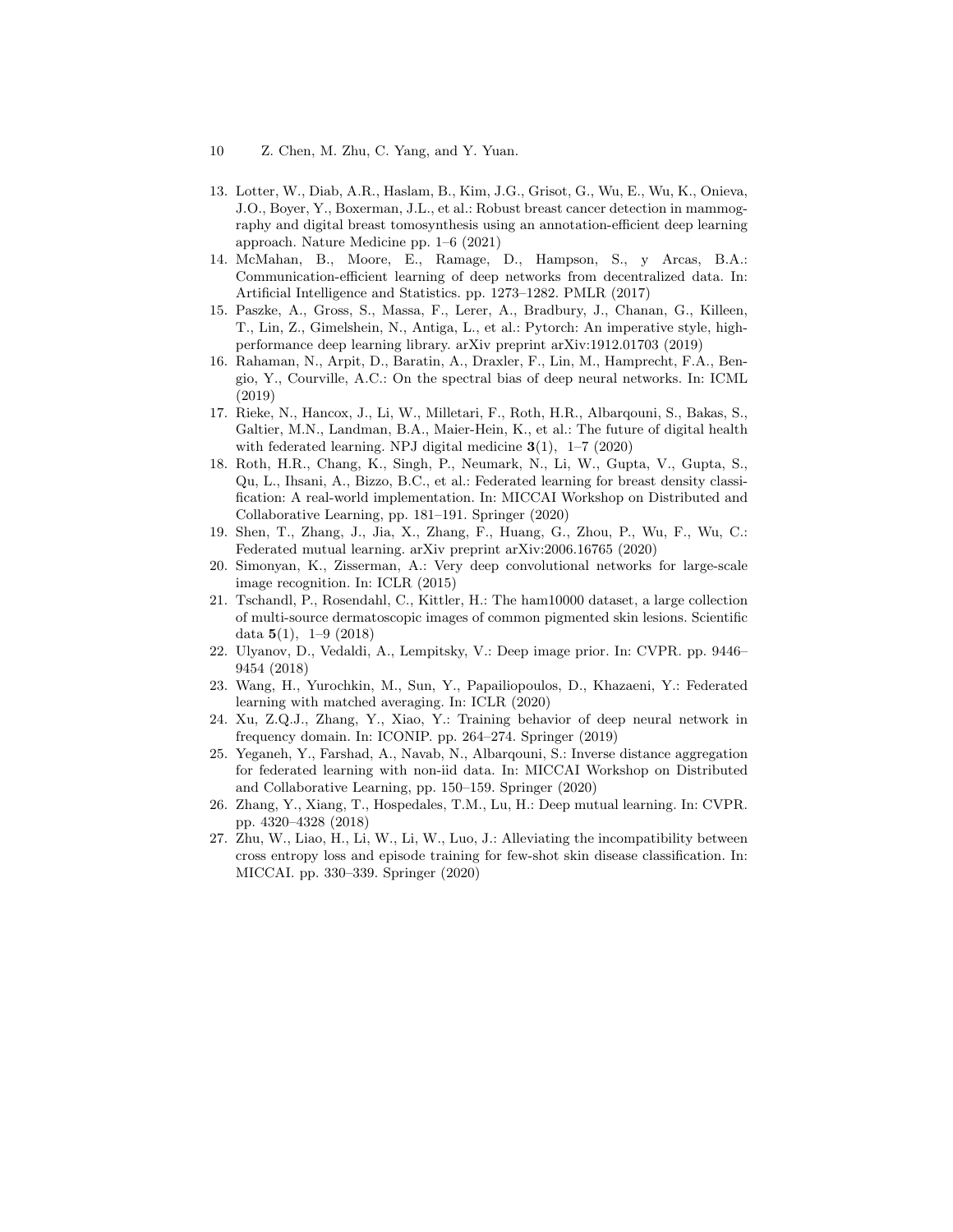13. Lotter, W., Diab, A.R., Haslam, B., Kim, J.G., Grisot, G., Wu, E., Wu, K., Onieva, J.O., Boyer, Y., Boxerman, J.L., et al.: Robust breast cancer detection in mammography and digital breast tomosynthesis using an annotation-efficient deep learning approach. Nature Medicine pp. 1–6 (2021)
14. McMahan, B., Moore, E., Ramage, D., Hampson, S., y Arcas, B.A.: Communication-efficient learning of deep networks from decentralized data. In: Artificial Intelligence and Statistics. pp. 1273–1282. PMLR (2017)
15. Paszke, A., Gross, S., Massa, F., Lerer, A., Bradbury, J., Chanan, G., Killeen, T., Lin, Z., Gimelshein, N., Antiga, L., et al.: Pytorch: An imperative style, high-performance deep learning library. arXiv preprint arXiv:1912.01703 (2019)
16. Rahaman, N., Arpit, D., Baratin, A., Draxler, F., Lin, M., Hamprecht, F.A., Bengio, Y., Courville, A.C.: On the spectral bias of deep neural networks. In: ICML (2019)
17. Rieke, N., Hancox, J., Li, W., Milletari, F., Roth, H.R., Albarqouni, S., Bakas, S., Galtier, M.N., Landman, B.A., Maier-Hein, K., et al.: The future of digital health with federated learning. NPJ digital medicine **3**(1), 1–7 (2020)
18. Roth, H.R., Chang, K., Singh, P., Neumark, N., Li, W., Gupta, V., Gupta, S., Qu, L., Ihsani, A., Bizzo, B.C., et al.: Federated learning for breast density classification: A real-world implementation. In: MICCAI Workshop on Distributed and Collaborative Learning, pp. 181–191. Springer (2020)
19. Shen, T., Zhang, J., Jia, X., Zhang, F., Huang, G., Zhou, P., Wu, F., Wu, C.: Federated mutual learning. arXiv preprint arXiv:2006.16765 (2020)
20. Simonyan, K., Zisserman, A.: Very deep convolutional networks for large-scale image recognition. In: ICLR (2015)
21. Tschandl, P., Rosendahl, C., Kittler, H.: The ham10000 dataset, a large collection of multi-source dermatoscopic images of common pigmented skin lesions. Scientific data **5**(1), 1–9 (2018)
22. Ulyanov, D., Vedaldi, A., Lempitsky, V.: Deep image prior. In: CVPR. pp. 9446–9454 (2018)
23. Wang, H., Yurochkin, M., Sun, Y., Papailiopoulos, D., Khazaeni, Y.: Federated learning with matched averaging. In: ICLR (2020)
24. Xu, Z.Q.J., Zhang, Y., Xiao, Y.: Training behavior of deep neural network in frequency domain. In: ICONIP. pp. 264–274. Springer (2019)
25. Yeganeh, Y., Farshad, A., Navab, N., Albarqouni, S.: Inverse distance aggregation for federated learning with non-iid data. In: MICCAI Workshop on Distributed and Collaborative Learning, pp. 150–159. Springer (2020)
26. Zhang, Y., Xiang, T., Hospedales, T.M., Lu, H.: Deep mutual learning. In: CVPR. pp. 4320–4328 (2018)
27. Zhu, W., Liao, H., Li, W., Li, W., Luo, J.: Alleviating the incompatibility between cross entropy loss and episode training for few-shot skin disease classification. In: MICCAI. pp. 330–339. Springer (2020)